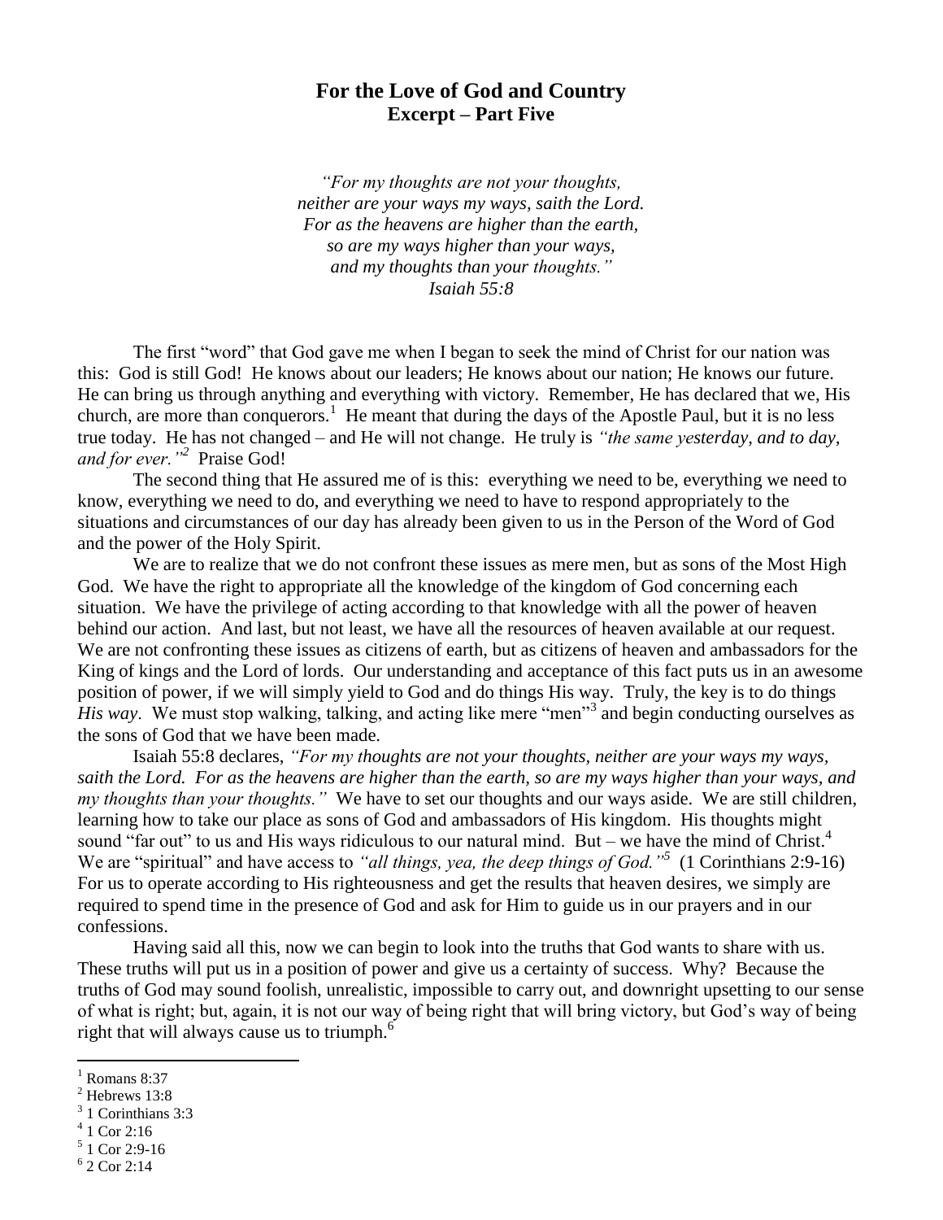## For the Love of God and Country
### Excerpt – Part Five

*"For my thoughts are not your thoughts,*
*neither are your ways my ways, saith the Lord.*
*For as the heavens are higher than the earth,*
*so are my ways higher than your ways,*
*and my thoughts than your thoughts."*
*Isaiah 55:8*

The first "word" that God gave me when I began to seek the mind of Christ for our nation was this: God is still God! He knows about our leaders; He knows about our nation; He knows our future. He can bring us through anything and everything with victory. Remember, He has declared that we, His church, are more than conquerors.[1] He meant that during the days of the Apostle Paul, but it is no less true today. He has not changed – and He will not change. He truly is *"the same yesterday, and to day, and for ever."*[2] Praise God!

The second thing that He assured me of is this: everything we need to be, everything we need to know, everything we need to do, and everything we need to have to respond appropriately to the situations and circumstances of our day has already been given to us in the Person of the Word of God and the power of the Holy Spirit.

We are to realize that we do not confront these issues as mere men, but as sons of the Most High God. We have the right to appropriate all the knowledge of the kingdom of God concerning each situation. We have the privilege of acting according to that knowledge with all the power of heaven behind our action. And last, but not least, we have all the resources of heaven available at our request. We are not confronting these issues as citizens of earth, but as citizens of heaven and ambassadors for the King of kings and the Lord of lords. Our understanding and acceptance of this fact puts us in an awesome position of power, if we will simply yield to God and do things His way. Truly, the key is to do things *His way*. We must stop walking, talking, and acting like mere "men"[3] and begin conducting ourselves as the sons of God that we have been made.

Isaiah 55:8 declares, *"For my thoughts are not your thoughts, neither are your ways my ways, saith the Lord. For as the heavens are higher than the earth, so are my ways higher than your ways, and my thoughts than your thoughts."* We have to set our thoughts and our ways aside. We are still children, learning how to take our place as sons of God and ambassadors of His kingdom. His thoughts might sound "far out" to us and His ways ridiculous to our natural mind. But – we have the mind of Christ.[4] We are "spiritual" and have access to *"all things, yea, the deep things of God."*[5] (1 Corinthians 2:9-16) For us to operate according to His righteousness and get the results that heaven desires, we simply are required to spend time in the presence of God and ask for Him to guide us in our prayers and in our confessions.

Having said all this, now we can begin to look into the truths that God wants to share with us. These truths will put us in a position of power and give us a certainty of success. Why? Because the truths of God may sound foolish, unrealistic, impossible to carry out, and downright upsetting to our sense of what is right; but, again, it is not our way of being right that will bring victory, but God's way of being right that will always cause us to triumph.[6]

---

[1] Romans 8:37
[2] Hebrews 13:8
[3] 1 Corinthians 3:3
[4] 1 Cor 2:16
[5] 1 Cor 2:9-16
[6] 2 Cor 2:14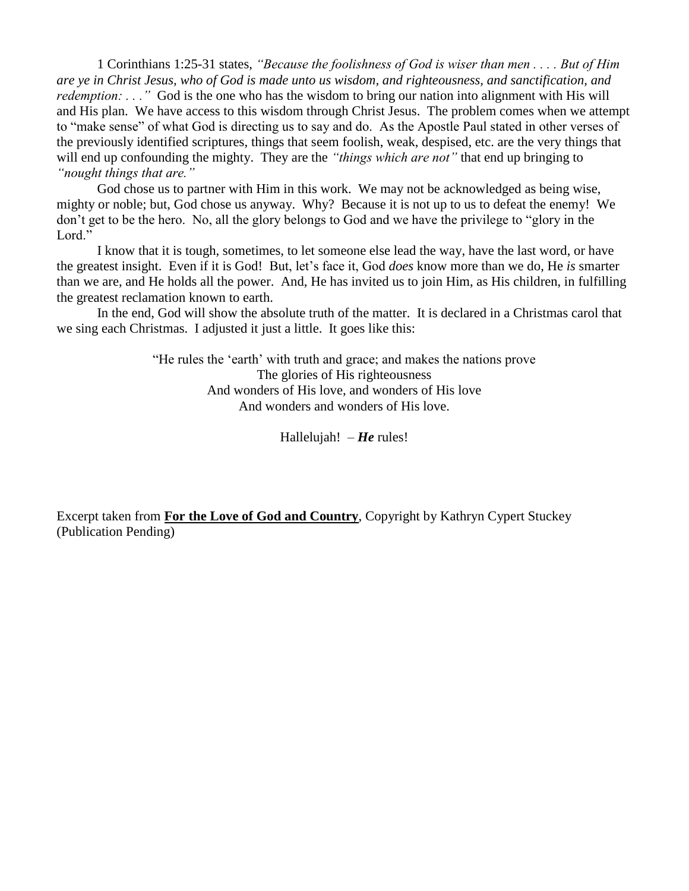1 Corinthians 1:25-31 states, *"Because the foolishness of God is wiser than men . . . . But of Him are ye in Christ Jesus, who of God is made unto us wisdom, and righteousness, and sanctification, and redemption: . . ."* God is the one who has the wisdom to bring our nation into alignment with His will and His plan. We have access to this wisdom through Christ Jesus. The problem comes when we attempt to "make sense" of what God is directing us to say and do. As the Apostle Paul stated in other verses of the previously identified scriptures, things that seem foolish, weak, despised, etc. are the very things that will end up confounding the mighty. They are the *"things which are not"* that end up bringing to *"nought things that are."*

God chose us to partner with Him in this work. We may not be acknowledged as being wise, mighty or noble; but, God chose us anyway. Why? Because it is not up to us to defeat the enemy! We don't get to be the hero. No, all the glory belongs to God and we have the privilege to "glory in the Lord."

I know that it is tough, sometimes, to let someone else lead the way, have the last word, or have the greatest insight. Even if it is God! But, let's face it, God *does* know more than we do, He *is* smarter than we are, and He holds all the power. And, He has invited us to join Him, as His children, in fulfilling the greatest reclamation known to earth.

In the end, God will show the absolute truth of the matter. It is declared in a Christmas carol that we sing each Christmas. I adjusted it just a little. It goes like this:

"He rules the 'earth' with truth and grace; and makes the nations prove
The glories of His righteousness
And wonders of His love, and wonders of His love
And wonders and wonders of His love.

Hallelujah! – ***He*** rules!

Excerpt taken from **For the Love of God and Country**, Copyright by Kathryn Cypert Stuckey (Publication Pending)